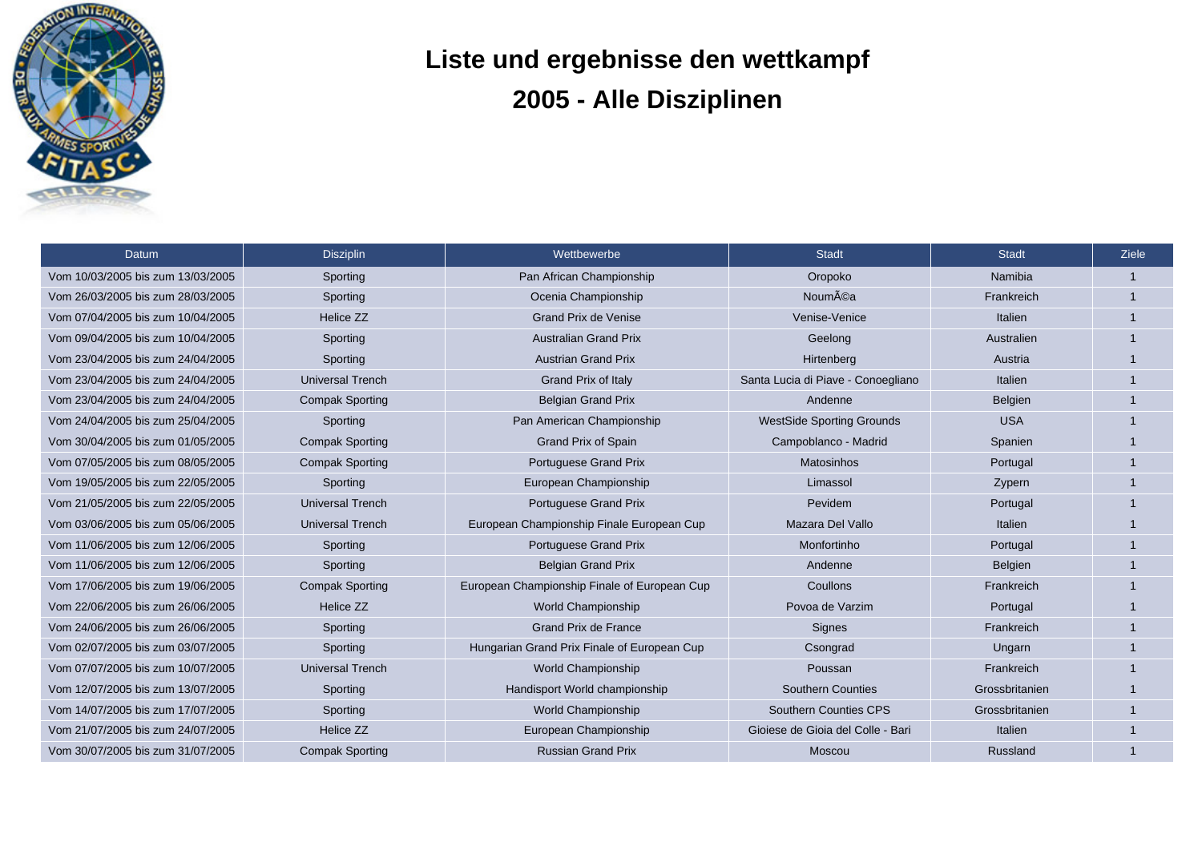# Liste und ergebnisse den wettkampf

## 2005 - Alle Disziplinen

| Datum | Disziplin | Wettbewerbe | Stadt | Stadt | Ziele |
|---|---|---|---|---|---|
| Vom 10/03/2005 bis zum 13/03/2005 | Sporting | Pan African Championship | Oropoko | Namibia | 1 |
| Vom 26/03/2005 bis zum 28/03/2005 | Sporting | Ocenia Championship | NoumÃ©a | Frankreich | 1 |
| Vom 07/04/2005 bis zum 10/04/2005 | Helice ZZ | Grand Prix de Venise | Venise-Venice | Italien | 1 |
| Vom 09/04/2005 bis zum 10/04/2005 | Sporting | Australian Grand Prix | Geelong | Australien | 1 |
| Vom 23/04/2005 bis zum 24/04/2005 | Sporting | Austrian Grand Prix | Hirtenberg | Austria | 1 |
| Vom 23/04/2005 bis zum 24/04/2005 | Universal Trench | Grand Prix of Italy | Santa Lucia di Piave - Conoegliano | Italien | 1 |
| Vom 23/04/2005 bis zum 24/04/2005 | Compak Sporting | Belgian Grand Prix | Andenne | Belgien | 1 |
| Vom 24/04/2005 bis zum 25/04/2005 | Sporting | Pan American Championship | WestSide Sporting Grounds | USA | 1 |
| Vom 30/04/2005 bis zum 01/05/2005 | Compak Sporting | Grand Prix of Spain | Campoblanco - Madrid | Spanien | 1 |
| Vom 07/05/2005 bis zum 08/05/2005 | Compak Sporting | Portuguese Grand Prix | Matosinhos | Portugal | 1 |
| Vom 19/05/2005 bis zum 22/05/2005 | Sporting | European Championship | Limassol | Zypern | 1 |
| Vom 21/05/2005 bis zum 22/05/2005 | Universal Trench | Portuguese Grand Prix | Pevidem | Portugal | 1 |
| Vom 03/06/2005 bis zum 05/06/2005 | Universal Trench | European Championship Finale European Cup | Mazara Del Vallo | Italien | 1 |
| Vom 11/06/2005 bis zum 12/06/2005 | Sporting | Portuguese Grand Prix | Monfortinho | Portugal | 1 |
| Vom 11/06/2005 bis zum 12/06/2005 | Sporting | Belgian Grand Prix | Andenne | Belgien | 1 |
| Vom 17/06/2005 bis zum 19/06/2005 | Compak Sporting | European Championship Finale of European Cup | Coullons | Frankreich | 1 |
| Vom 22/06/2005 bis zum 26/06/2005 | Helice ZZ | World Championship | Povoa de Varzim | Portugal | 1 |
| Vom 24/06/2005 bis zum 26/06/2005 | Sporting | Grand Prix de France | Signes | Frankreich | 1 |
| Vom 02/07/2005 bis zum 03/07/2005 | Sporting | Hungarian Grand Prix Finale of European Cup | Csongrad | Ungarn | 1 |
| Vom 07/07/2005 bis zum 10/07/2005 | Universal Trench | World Championship | Poussan | Frankreich | 1 |
| Vom 12/07/2005 bis zum 13/07/2005 | Sporting | Handisport World championship | Southern Counties | Grossbritanien | 1 |
| Vom 14/07/2005 bis zum 17/07/2005 | Sporting | World Championship | Southern Counties CPS | Grossbritanien | 1 |
| Vom 21/07/2005 bis zum 24/07/2005 | Helice ZZ | European Championship | Gioiese de Gioia del Colle - Bari | Italien | 1 |
| Vom 30/07/2005 bis zum 31/07/2005 | Compak Sporting | Russian Grand Prix | Moscou | Russland | 1 |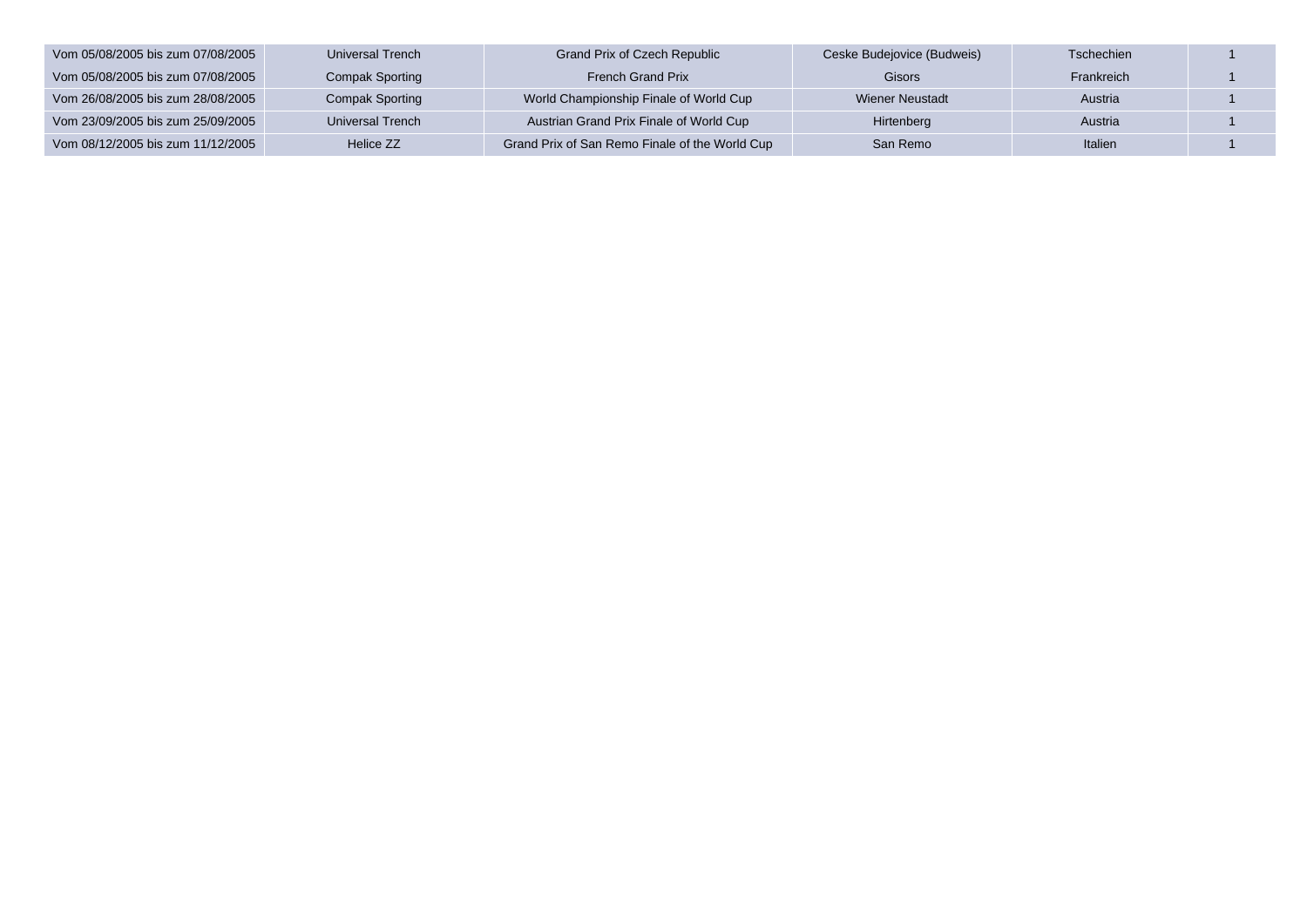| | | | | | |
|---|---|---|---|---|---|
| Vom 05/08/2005 bis zum 07/08/2005 | Universal Trench | Grand Prix of Czech Republic | Ceske Budejovice (Budweis) | Tschechien | 1 |
| Vom 05/08/2005 bis zum 07/08/2005 | Compak Sporting | French Grand Prix | Gisors | Frankreich | 1 |
| Vom 26/08/2005 bis zum 28/08/2005 | Compak Sporting | World Championship Finale of World Cup | Wiener Neustadt | Austria | 1 |
| Vom 23/09/2005 bis zum 25/09/2005 | Universal Trench | Austrian Grand Prix Finale of World Cup | Hirtenberg | Austria | 1 |
| Vom 08/12/2005 bis zum 11/12/2005 | Helice ZZ | Grand Prix of San Remo Finale of the World Cup | San Remo | Italien | 1 |